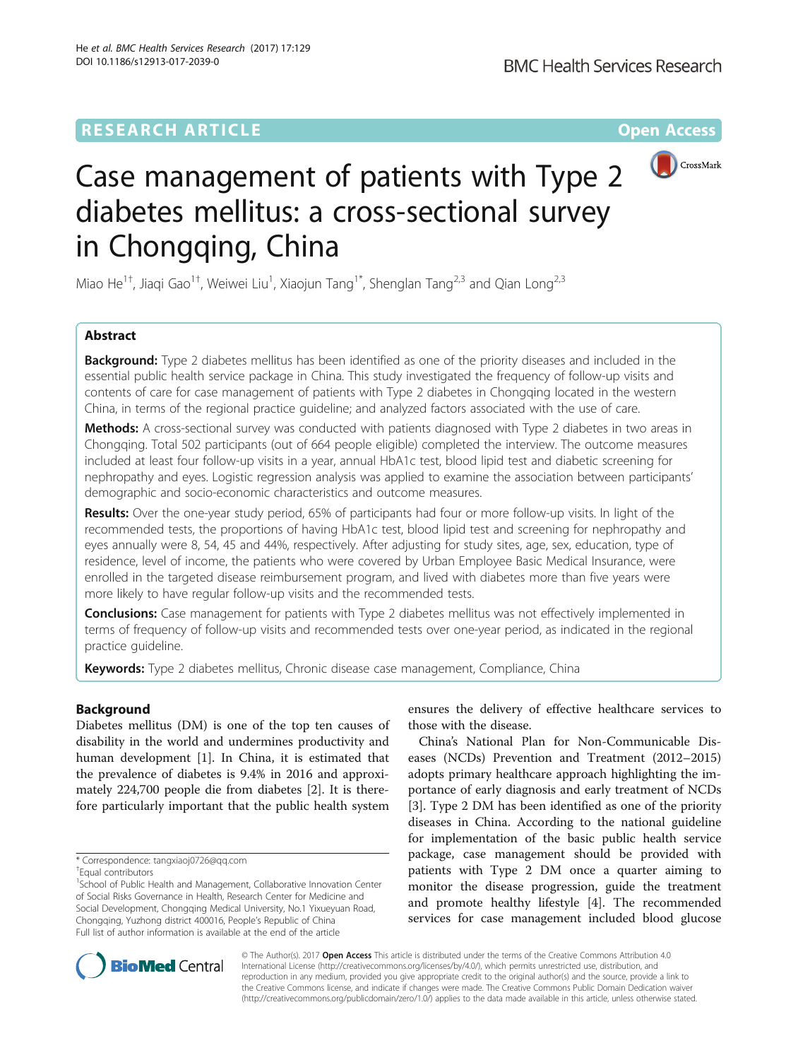RESEARCH ARTICLE

Open Access

# Case management of patients with Type 2 diabetes mellitus: a cross-sectional survey in Chongqing, China

Miao He[1†], Jiaqi Gao[1†], Weiwei Liu[1], Xiaojun Tang[1*], Shenglan Tang[2,3] and Qian Long[2,3]

## Abstract

**Background:** Type 2 diabetes mellitus has been identified as one of the priority diseases and included in the essential public health service package in China. This study investigated the frequency of follow-up visits and contents of care for case management of patients with Type 2 diabetes in Chongqing located in the western China, in terms of the regional practice guideline; and analyzed factors associated with the use of care.

**Methods:** A cross-sectional survey was conducted with patients diagnosed with Type 2 diabetes in two areas in Chongqing. Total 502 participants (out of 664 people eligible) completed the interview. The outcome measures included at least four follow-up visits in a year, annual HbA1c test, blood lipid test and diabetic screening for nephropathy and eyes. Logistic regression analysis was applied to examine the association between participants' demographic and socio-economic characteristics and outcome measures.

**Results:** Over the one-year study period, 65% of participants had four or more follow-up visits. In light of the recommended tests, the proportions of having HbA1c test, blood lipid test and screening for nephropathy and eyes annually were 8, 54, 45 and 44%, respectively. After adjusting for study sites, age, sex, education, type of residence, level of income, the patients who were covered by Urban Employee Basic Medical Insurance, were enrolled in the targeted disease reimbursement program, and lived with diabetes more than five years were more likely to have regular follow-up visits and the recommended tests.

**Conclusions:** Case management for patients with Type 2 diabetes mellitus was not effectively implemented in terms of frequency of follow-up visits and recommended tests over one-year period, as indicated in the regional practice guideline.

**Keywords:** Type 2 diabetes mellitus, Chronic disease case management, Compliance, China

## Background

Diabetes mellitus (DM) is one of the top ten causes of disability in the world and undermines productivity and human development [1]. In China, it is estimated that the prevalence of diabetes is 9.4% in 2016 and approximately 224,700 people die from diabetes [2]. It is therefore particularly important that the public health system ensures the delivery of effective healthcare services to those with the disease.

China's National Plan for Non-Communicable Diseases (NCDs) Prevention and Treatment (2012–2015) adopts primary healthcare approach highlighting the importance of early diagnosis and early treatment of NCDs [3]. Type 2 DM has been identified as one of the priority diseases in China. According to the national guideline for implementation of the basic public health service package, case management should be provided with patients with Type 2 DM once a quarter aiming to monitor the disease progression, guide the treatment and promote healthy lifestyle [4]. The recommended services for case management included blood glucose

\* Correspondence: tangxiaoj0726@qq.com
†Equal contributors
[1]School of Public Health and Management, Collaborative Innovation Center of Social Risks Governance in Health, Research Center for Medicine and Social Development, Chongqing Medical University, No.1 Yixueyuan Road, Chongqing, Yuzhong district 400016, People's Republic of China
Full list of author information is available at the end of the article

© The Author(s). 2017 **Open Access** This article is distributed under the terms of the Creative Commons Attribution 4.0 International License (http://creativecommons.org/licenses/by/4.0/), which permits unrestricted use, distribution, and reproduction in any medium, provided you give appropriate credit to the original author(s) and the source, provide a link to the Creative Commons license, and indicate if changes were made. The Creative Commons Public Domain Dedication waiver (http://creativecommons.org/publicdomain/zero/1.0/) applies to the data made available in this article, unless otherwise stated.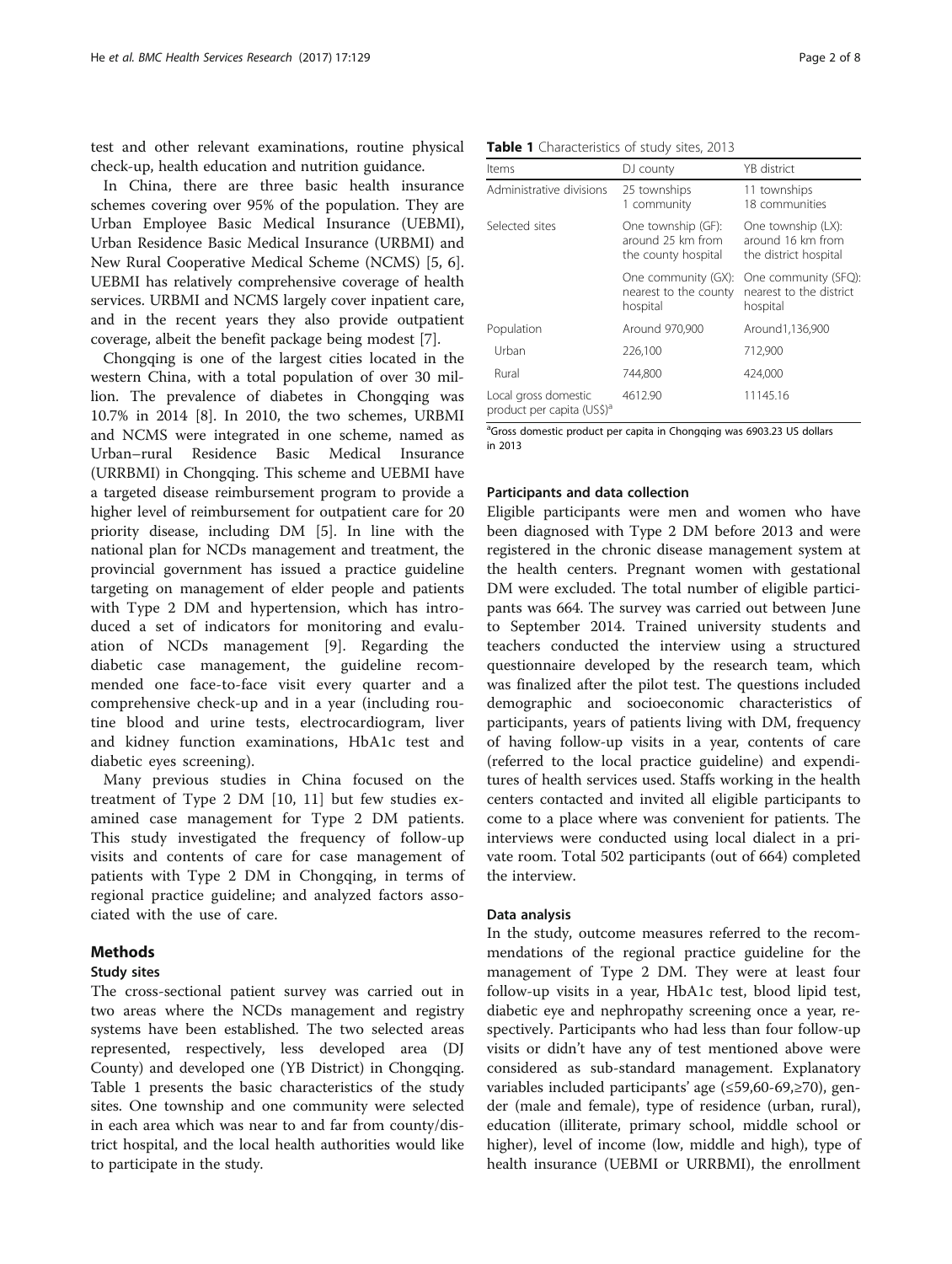test and other relevant examinations, routine physical check-up, health education and nutrition guidance.

In China, there are three basic health insurance schemes covering over 95% of the population. They are Urban Employee Basic Medical Insurance (UEBMI), Urban Residence Basic Medical Insurance (URBMI) and New Rural Cooperative Medical Scheme (NCMS) [5, 6]. UEBMI has relatively comprehensive coverage of health services. URBMI and NCMS largely cover inpatient care, and in the recent years they also provide outpatient coverage, albeit the benefit package being modest [7].

Chongqing is one of the largest cities located in the western China, with a total population of over 30 million. The prevalence of diabetes in Chongqing was 10.7% in 2014 [8]. In 2010, the two schemes, URBMI and NCMS were integrated in one scheme, named as Urban–rural Residence Basic Medical Insurance (URRBMI) in Chongqing. This scheme and UEBMI have a targeted disease reimbursement program to provide a higher level of reimbursement for outpatient care for 20 priority disease, including DM [5]. In line with the national plan for NCDs management and treatment, the provincial government has issued a practice guideline targeting on management of elder people and patients with Type 2 DM and hypertension, which has introduced a set of indicators for monitoring and evaluation of NCDs management [9]. Regarding the diabetic case management, the guideline recommended one face-to-face visit every quarter and a comprehensive check-up and in a year (including routine blood and urine tests, electrocardiogram, liver and kidney function examinations, HbA1c test and diabetic eyes screening).

Many previous studies in China focused on the treatment of Type 2 DM [10, 11] but few studies examined case management for Type 2 DM patients. This study investigated the frequency of follow-up visits and contents of care for case management of patients with Type 2 DM in Chongqing, in terms of regional practice guideline; and analyzed factors associated with the use of care.

## Methods

### Study sites

The cross-sectional patient survey was carried out in two areas where the NCDs management and registry systems have been established. The two selected areas represented, respectively, less developed area (DJ County) and developed one (YB District) in Chongqing. Table 1 presents the basic characteristics of the study sites. One township and one community were selected in each area which was near to and far from county/district hospital, and the local health authorities would like to participate in the study.

**Table 1** Characteristics of study sites, 2013

| Items | DJ county | YB district |
|---|---|---|
| Administrative divisions | 25 townships<br>1 community | 11 townships<br>18 communities |
| Selected sites | One township (GF): around 25 km from the county hospital | One township (LX): around 16 km from the district hospital |
| | One community (GX): nearest to the county hospital | One community (SFQ): nearest to the district hospital |
| Population | Around 970,900 | Around1,136,900 |
| Urban | 226,100 | 712,900 |
| Rural | 744,800 | 424,000 |
| Local gross domestic product per capita (US$)[a] | 4612.90 | 11145.16 |

[a]Gross domestic product per capita in Chongqing was 6903.23 US dollars in 2013

### Participants and data collection

Eligible participants were men and women who have been diagnosed with Type 2 DM before 2013 and were registered in the chronic disease management system at the health centers. Pregnant women with gestational DM were excluded. The total number of eligible participants was 664. The survey was carried out between June to September 2014. Trained university students and teachers conducted the interview using a structured questionnaire developed by the research team, which was finalized after the pilot test. The questions included demographic and socioeconomic characteristics of participants, years of patients living with DM, frequency of having follow-up visits in a year, contents of care (referred to the local practice guideline) and expenditures of health services used. Staffs working in the health centers contacted and invited all eligible participants to come to a place where was convenient for patients. The interviews were conducted using local dialect in a private room. Total 502 participants (out of 664) completed the interview.

### Data analysis

In the study, outcome measures referred to the recommendations of the regional practice guideline for the management of Type 2 DM. They were at least four follow-up visits in a year, HbA1c test, blood lipid test, diabetic eye and nephropathy screening once a year, respectively. Participants who had less than four follow-up visits or didn't have any of test mentioned above were considered as sub-standard management. Explanatory variables included participants' age (≤59,60-69,≥70), gender (male and female), type of residence (urban, rural), education (illiterate, primary school, middle school or higher), level of income (low, middle and high), type of health insurance (UEBMI or URRBMI), the enrollment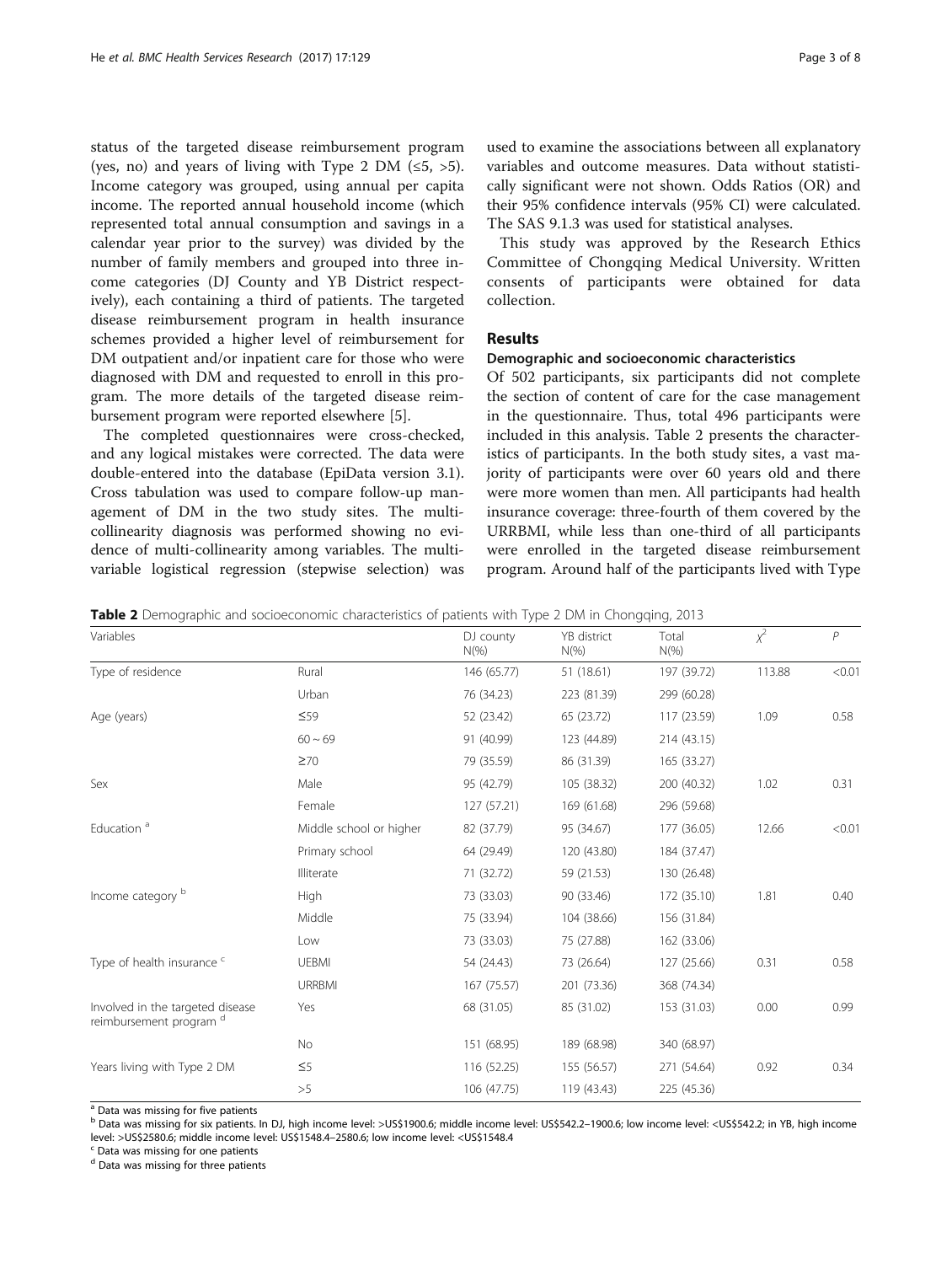status of the targeted disease reimbursement program (yes, no) and years of living with Type 2 DM (≤5, >5). Income category was grouped, using annual per capita income. The reported annual household income (which represented total annual consumption and savings in a calendar year prior to the survey) was divided by the number of family members and grouped into three income categories (DJ County and YB District respectively), each containing a third of patients. The targeted disease reimbursement program in health insurance schemes provided a higher level of reimbursement for DM outpatient and/or inpatient care for those who were diagnosed with DM and requested to enroll in this program. The more details of the targeted disease reimbursement program were reported elsewhere [5].

The completed questionnaires were cross-checked, and any logical mistakes were corrected. The data were double-entered into the database (EpiData version 3.1). Cross tabulation was used to compare follow-up management of DM in the two study sites. The multicollinearity diagnosis was performed showing no evidence of multi-collinearity among variables. The multivariable logistical regression (stepwise selection) was used to examine the associations between all explanatory variables and outcome measures. Data without statistically significant were not shown. Odds Ratios (OR) and their 95% confidence intervals (95% CI) were calculated. The SAS 9.1.3 was used for statistical analyses.

This study was approved by the Research Ethics Committee of Chongqing Medical University. Written consents of participants were obtained for data collection.

## Results

### Demographic and socioeconomic characteristics

Of 502 participants, six participants did not complete the section of content of care for the case management in the questionnaire. Thus, total 496 participants were included in this analysis. Table 2 presents the characteristics of participants. In the both study sites, a vast majority of participants were over 60 years old and there were more women than men. All participants had health insurance coverage: three-fourth of them covered by the URRBMI, while less than one-third of all participants were enrolled in the targeted disease reimbursement program. Around half of the participants lived with Type

**Table 2** Demographic and socioeconomic characteristics of patients with Type 2 DM in Chongqing, 2013

| Variables | | DJ county N(%) | YB district N(%) | Total N(%) | $\chi^2$ | $P$ |
|---|---|---|---|---|---|---|
| Type of residence | Rural | 146 (65.77) | 51 (18.61) | 197 (39.72) | 113.88 | <0.01 |
| | Urban | 76 (34.23) | 223 (81.39) | 299 (60.28) | | |
| Age (years) | ≤59 | 52 (23.42) | 65 (23.72) | 117 (23.59) | 1.09 | 0.58 |
| | 60 ~ 69 | 91 (40.99) | 123 (44.89) | 214 (43.15) | | |
| | ≥70 | 79 (35.59) | 86 (31.39) | 165 (33.27) | | |
| Sex | Male | 95 (42.79) | 105 (38.32) | 200 (40.32) | 1.02 | 0.31 |
| | Female | 127 (57.21) | 169 (61.68) | 296 (59.68) | | |
| Education [a] | Middle school or higher | 82 (37.79) | 95 (34.67) | 177 (36.05) | 12.66 | <0.01 |
| | Primary school | 64 (29.49) | 120 (43.80) | 184 (37.47) | | |
| | Illiterate | 71 (32.72) | 59 (21.53) | 130 (26.48) | | |
| Income category [b] | High | 73 (33.03) | 90 (33.46) | 172 (35.10) | 1.81 | 0.40 |
| | Middle | 75 (33.94) | 104 (38.66) | 156 (31.84) | | |
| | Low | 73 (33.03) | 75 (27.88) | 162 (33.06) | | |
| Type of health insurance [c] | UEBMI | 54 (24.43) | 73 (26.64) | 127 (25.66) | 0.31 | 0.58 |
| | URRBMI | 167 (75.57) | 201 (73.36) | 368 (74.34) | | |
| Involved in the targeted disease reimbursement program [d] | Yes | 68 (31.05) | 85 (31.02) | 153 (31.03) | 0.00 | 0.99 |
| | No | 151 (68.95) | 189 (68.98) | 340 (68.97) | | |
| Years living with Type 2 DM | ≤5 | 116 (52.25) | 155 (56.57) | 271 (54.64) | 0.92 | 0.34 |
| | >5 | 106 (47.75) | 119 (43.43) | 225 (45.36) | | |

[a] Data was missing for five patients

[b] Data was missing for six patients. In DJ, high income level: >US$1900.6; middle income level: US$542.2–1900.6; low income level: <US$542.2; in YB, high income level: >US$2580.6; middle income level: US$1548.4–2580.6; low income level: <US$1548.4

[c] Data was missing for one patients

[d] Data was missing for three patients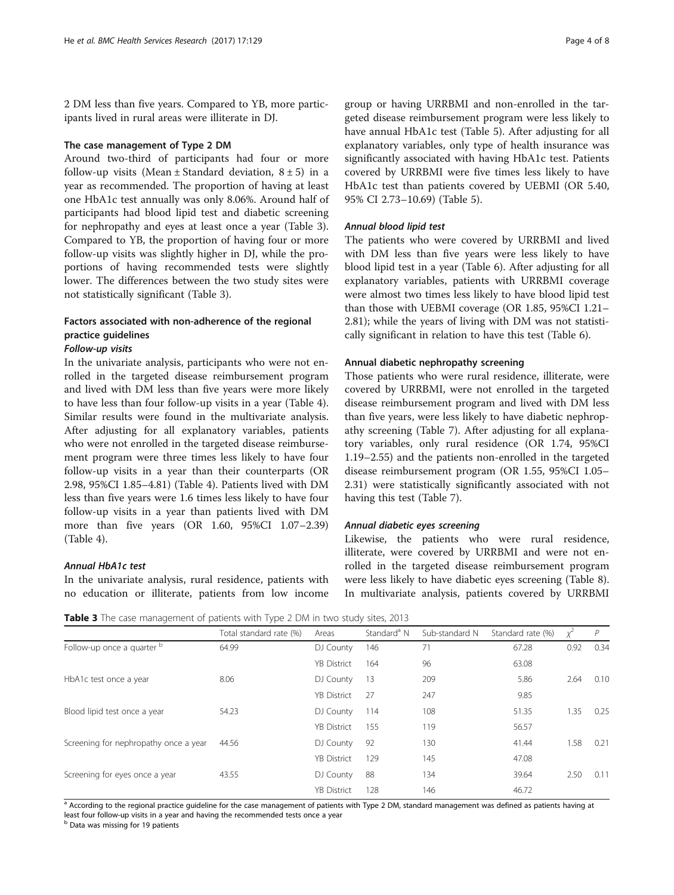2 DM less than five years. Compared to YB, more participants lived in rural areas were illiterate in DJ.

### The case management of Type 2 DM

Around two-third of participants had four or more follow-up visits (Mean ± Standard deviation, 8 ± 5) in a year as recommended. The proportion of having at least one HbA1c test annually was only 8.06%. Around half of participants had blood lipid test and diabetic screening for nephropathy and eyes at least once a year (Table 3). Compared to YB, the proportion of having four or more follow-up visits was slightly higher in DJ, while the proportions of having recommended tests were slightly lower. The differences between the two study sites were not statistically significant (Table 3).

### Factors associated with non-adherence of the regional practice guidelines

#### *Follow-up visits*

In the univariate analysis, participants who were not enrolled in the targeted disease reimbursement program and lived with DM less than five years were more likely to have less than four follow-up visits in a year (Table 4). Similar results were found in the multivariate analysis. After adjusting for all explanatory variables, patients who were not enrolled in the targeted disease reimbursement program were three times less likely to have four follow-up visits in a year than their counterparts (OR 2.98, 95%CI 1.85–4.81) (Table 4). Patients lived with DM less than five years were 1.6 times less likely to have four follow-up visits in a year than patients lived with DM more than five years (OR 1.60, 95%CI 1.07–2.39) (Table 4).

#### *Annual HbA1c test*

In the univariate analysis, rural residence, patients with no education or illiterate, patients from low income group or having URRBMI and non-enrolled in the targeted disease reimbursement program were less likely to have annual HbA1c test (Table 5). After adjusting for all explanatory variables, only type of health insurance was significantly associated with having HbA1c test. Patients covered by URRBMI were five times less likely to have HbA1c test than patients covered by UEBMI (OR 5.40, 95% CI 2.73–10.69) (Table 5).

#### *Annual blood lipid test*

The patients who were covered by URRBMI and lived with DM less than five years were less likely to have blood lipid test in a year (Table 6). After adjusting for all explanatory variables, patients with URRBMI coverage were almost two times less likely to have blood lipid test than those with UEBMI coverage (OR 1.85, 95%CI 1.21–2.81); while the years of living with DM was not statistically significant in relation to have this test (Table 6).

#### Annual diabetic nephropathy screening

Those patients who were rural residence, illiterate, were covered by URRBMI, were not enrolled in the targeted disease reimbursement program and lived with DM less than five years, were less likely to have diabetic nephropathy screening (Table 7). After adjusting for all explanatory variables, only rural residence (OR 1.74, 95%CI 1.19–2.55) and the patients non-enrolled in the targeted disease reimbursement program (OR 1.55, 95%CI 1.05–2.31) were statistically significantly associated with not having this test (Table 7).

#### *Annual diabetic eyes screening*

Likewise, the patients who were rural residence, illiterate, were covered by URRBMI and were not enrolled in the targeted disease reimbursement program were less likely to have diabetic eyes screening (Table 8). In multivariate analysis, patients covered by URRBMI

**Table 3** The case management of patients with Type 2 DM in two study sites, 2013

| | Total standard rate (%) | Areas | Standard[a] N | Sub-standard N | Standard rate (%) | $\chi^2$ | *P* |
|---|---|---|---|---|---|---|---|
| Follow-up once a quarter [b] | 64.99 | DJ County | 146 | 71 | 67.28 | 0.92 | 0.34 |
| | | YB District | 164 | 96 | 63.08 | | |
| HbA1c test once a year | 8.06 | DJ County | 13 | 209 | 5.86 | 2.64 | 0.10 |
| | | YB District | 27 | 247 | 9.85 | | |
| Blood lipid test once a year | 54.23 | DJ County | 114 | 108 | 51.35 | 1.35 | 0.25 |
| | | YB District | 155 | 119 | 56.57 | | |
| Screening for nephropathy once a year | 44.56 | DJ County | 92 | 130 | 41.44 | 1.58 | 0.21 |
| | | YB District | 129 | 145 | 47.08 | | |
| Screening for eyes once a year | 43.55 | DJ County | 88 | 134 | 39.64 | 2.50 | 0.11 |
| | | YB District | 128 | 146 | 46.72 | | |

[a] According to the regional practice guideline for the case management of patients with Type 2 DM, standard management was defined as patients having at least four follow-up visits in a year and having the recommended tests once a year

[b] Data was missing for 19 patients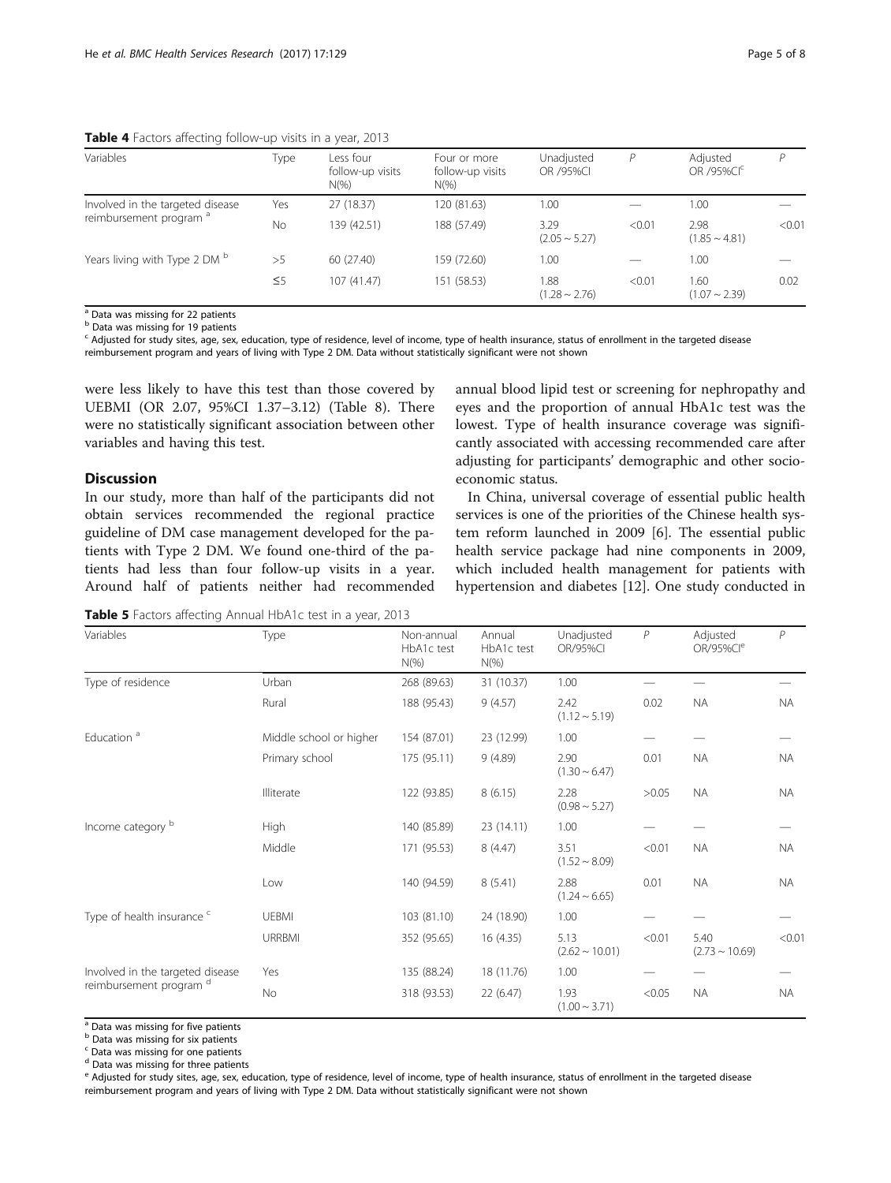**Table 4** Factors affecting follow-up visits in a year, 2013

| Variables | Type | Less four follow-up visits N(%) | Four or more follow-up visits N(%) | Unadjusted OR /95%CI | P | Adjusted OR /95%CI[c] | P |
|---|---|---|---|---|---|---|---|
| Involved in the targeted disease reimbursement program [a] | Yes | 27 (18.37) | 120 (81.63) | 1.00 | — | 1.00 | — |
| | No | 139 (42.51) | 188 (57.49) | 3.29 (2.05 ~ 5.27) | <0.01 | 2.98 (1.85 ~ 4.81) | <0.01 |
| Years living with Type 2 DM [b] | >5 | 60 (27.40) | 159 (72.60) | 1.00 | — | 1.00 | — |
| | ≤5 | 107 (41.47) | 151 (58.53) | 1.88 (1.28 ~ 2.76) | <0.01 | 1.60 (1.07 ~ 2.39) | 0.02 |

[a] Data was missing for 22 patients
[b] Data was missing for 19 patients
[c] Adjusted for study sites, age, sex, education, type of residence, level of income, type of health insurance, status of enrollment in the targeted disease reimbursement program and years of living with Type 2 DM. Data without statistically significant were not shown

were less likely to have this test than those covered by UEBMI (OR 2.07, 95%CI 1.37–3.12) (Table 8). There were no statistically significant association between other variables and having this test.

## Discussion

In our study, more than half of the participants did not obtain services recommended the regional practice guideline of DM case management developed for the patients with Type 2 DM. We found one-third of the patients had less than four follow-up visits in a year. Around half of patients neither had recommended annual blood lipid test or screening for nephropathy and eyes and the proportion of annual HbA1c test was the lowest. Type of health insurance coverage was significantly associated with accessing recommended care after adjusting for participants' demographic and other socioeconomic status.

In China, universal coverage of essential public health services is one of the priorities of the Chinese health system reform launched in 2009 [6]. The essential public health service package had nine components in 2009, which included health management for patients with hypertension and diabetes [12]. One study conducted in

**Table 5** Factors affecting Annual HbA1c test in a year, 2013

| Variables | Type | Non-annual HbA1c test N(%) | Annual HbA1c test N(%) | Unadjusted OR/95%CI | P | Adjusted OR/95%CI[e] | P |
|---|---|---|---|---|---|---|---|
| Type of residence | Urban | 268 (89.63) | 31 (10.37) | 1.00 | — | — | — |
| | Rural | 188 (95.43) | 9 (4.57) | 2.42 (1.12 ~ 5.19) | 0.02 | NA | NA |
| Education [a] | Middle school or higher | 154 (87.01) | 23 (12.99) | 1.00 | — | — | — |
| | Primary school | 175 (95.11) | 9 (4.89) | 2.90 (1.30 ~ 6.47) | 0.01 | NA | NA |
| | Illiterate | 122 (93.85) | 8 (6.15) | 2.28 (0.98 ~ 5.27) | >0.05 | NA | NA |
| Income category [b] | High | 140 (85.89) | 23 (14.11) | 1.00 | — | — | — |
| | Middle | 171 (95.53) | 8 (4.47) | 3.51 (1.52 ~ 8.09) | <0.01 | NA | NA |
| | Low | 140 (94.59) | 8 (5.41) | 2.88 (1.24 ~ 6.65) | 0.01 | NA | NA |
| Type of health insurance [c] | UEBMI | 103 (81.10) | 24 (18.90) | 1.00 | — | — | — |
| | URRBMI | 352 (95.65) | 16 (4.35) | 5.13 (2.62 ~ 10.01) | <0.01 | 5.40 (2.73 ~ 10.69) | <0.01 |
| Involved in the targeted disease reimbursement program [d] | Yes | 135 (88.24) | 18 (11.76) | 1.00 | — | — | — |
| | No | 318 (93.53) | 22 (6.47) | 1.93 (1.00 ~ 3.71) | <0.05 | NA | NA |

[a] Data was missing for five patients
[b] Data was missing for six patients
[c] Data was missing for one patients
[d] Data was missing for three patients
[e] Adjusted for study sites, age, sex, education, type of residence, level of income, type of health insurance, status of enrollment in the targeted disease reimbursement program and years of living with Type 2 DM. Data without statistically significant were not shown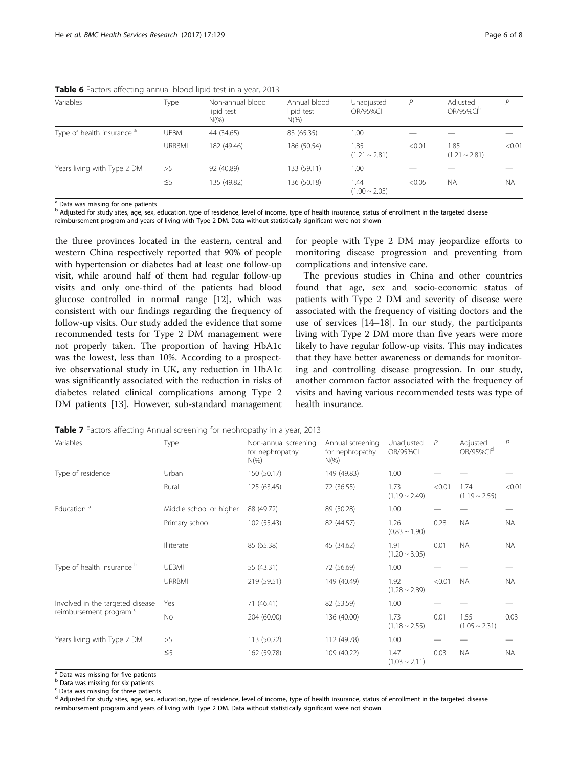**Table 6** Factors affecting annual blood lipid test in a year, 2013

| Variables | Type | Non-annual blood lipid test N(%) | Annual blood lipid test N(%) | Unadjusted OR/95%CI | P | Adjusted OR/95%CI[b] | P |
|---|---|---|---|---|---|---|---|
| Type of health insurance [a] | UEBMI | 44 (34.65) | 83 (65.35) | 1.00 | — | — | — |
| | URRBMI | 182 (49.46) | 186 (50.54) | 1.85 (1.21 ~ 2.81) | <0.01 | 1.85 (1.21 ~ 2.81) | <0.01 |
| Years living with Type 2 DM | >5 | 92 (40.89) | 133 (59.11) | 1.00 | — | — | — |
| | ≤5 | 135 (49.82) | 136 (50.18) | 1.44 (1.00 ~ 2.05) | <0.05 | NA | NA |

[a] Data was missing for one patients
[b] Adjusted for study sites, age, sex, education, type of residence, level of income, type of health insurance, status of enrollment in the targeted disease reimbursement program and years of living with Type 2 DM. Data without statistically significant were not shown

the three provinces located in the eastern, central and western China respectively reported that 90% of people with hypertension or diabetes had at least one follow-up visit, while around half of them had regular follow-up visits and only one-third of the patients had blood glucose controlled in normal range [12], which was consistent with our findings regarding the frequency of follow-up visits. Our study added the evidence that some recommended tests for Type 2 DM management were not properly taken. The proportion of having HbA1c was the lowest, less than 10%. According to a prospective observational study in UK, any reduction in HbA1c was significantly associated with the reduction in risks of diabetes related clinical complications among Type 2 DM patients [13]. However, sub-standard management for people with Type 2 DM may jeopardize efforts to monitoring disease progression and preventing from complications and intensive care.

The previous studies in China and other countries found that age, sex and socio-economic status of patients with Type 2 DM and severity of disease were associated with the frequency of visiting doctors and the use of services [14–18]. In our study, the participants living with Type 2 DM more than five years were more likely to have regular follow-up visits. This may indicates that they have better awareness or demands for monitoring and controlling disease progression. In our study, another common factor associated with the frequency of visits and having various recommended tests was type of health insurance.

**Table 7** Factors affecting Annual screening for nephropathy in a year, 2013

| Variables | Type | Non-annual screening for nephropathy N(%) | Annual screening for nephropathy N(%) | Unadjusted OR/95%CI | P | Adjusted OR/95%CI[d] | P |
|---|---|---|---|---|---|---|---|
| Type of residence | Urban | 150 (50.17) | 149 (49.83) | 1.00 | — | — | — |
| | Rural | 125 (63.45) | 72 (36.55) | 1.73 (1.19 ~ 2.49) | <0.01 | 1.74 (1.19 ~ 2.55) | <0.01 |
| Education [a] | Middle school or higher | 88 (49.72) | 89 (50.28) | 1.00 | — | — | — |
| | Primary school | 102 (55.43) | 82 (44.57) | 1.26 (0.83 ~ 1.90) | 0.28 | NA | NA |
| | Illiterate | 85 (65.38) | 45 (34.62) | 1.91 (1.20 ~ 3.05) | 0.01 | NA | NA |
| Type of health insurance [b] | UEBMI | 55 (43.31) | 72 (56.69) | 1.00 | — | — | — |
| | URRBMI | 219 (59.51) | 149 (40.49) | 1.92 (1.28 ~ 2.89) | <0.01 | NA | NA |
| Involved in the targeted disease reimbursement program [c] | Yes | 71 (46.41) | 82 (53.59) | 1.00 | — | — | — |
| | No | 204 (60.00) | 136 (40.00) | 1.73 (1.18 ~ 2.55) | 0.01 | 1.55 (1.05 ~ 2.31) | 0.03 |
| Years living with Type 2 DM | >5 | 113 (50.22) | 112 (49.78) | 1.00 | — | — | — |
| | ≤5 | 162 (59.78) | 109 (40.22) | 1.47 (1.03 ~ 2.11) | 0.03 | NA | NA |

[a] Data was missing for five patients
[b] Data was missing for six patients
[c] Data was missing for three patients
[d] Adjusted for study sites, age, sex, education, type of residence, level of income, type of health insurance, status of enrollment in the targeted disease reimbursement program and years of living with Type 2 DM. Data without statistically significant were not shown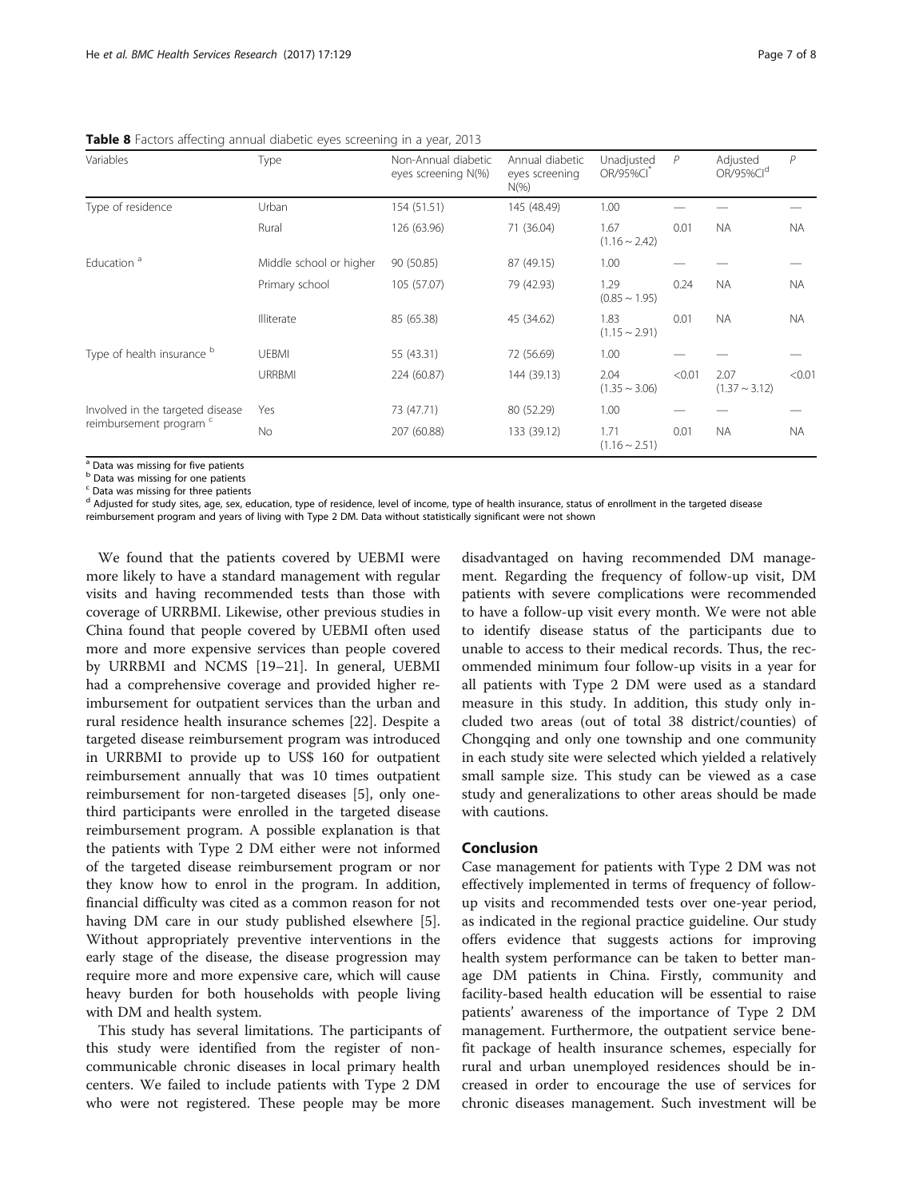**Table 8** Factors affecting annual diabetic eyes screening in a year, 2013

| Variables | Type | Non-Annual diabetic eyes screening N(%) | Annual diabetic eyes screening N(%) | Unadjusted OR/95%CI[*] | P | Adjusted OR/95%CI[d] | P |
|---|---|---|---|---|---|---|---|
| Type of residence | Urban | 154 (51.51) | 145 (48.49) | 1.00 | — | — | — |
| | Rural | 126 (63.96) | 71 (36.04) | 1.67 (1.16 ~ 2.42) | 0.01 | NA | NA |
| Education [a] | Middle school or higher | 90 (50.85) | 87 (49.15) | 1.00 | — | — | — |
| | Primary school | 105 (57.07) | 79 (42.93) | 1.29 (0.85 ~ 1.95) | 0.24 | NA | NA |
| | Illiterate | 85 (65.38) | 45 (34.62) | 1.83 (1.15 ~ 2.91) | 0.01 | NA | NA |
| Type of health insurance [b] | UEBMI | 55 (43.31) | 72 (56.69) | 1.00 | — | — | — |
| | URRBMI | 224 (60.87) | 144 (39.13) | 2.04 (1.35 ~ 3.06) | <0.01 | 2.07 (1.37 ~ 3.12) | <0.01 |
| Involved in the targeted disease reimbursement program [c] | Yes | 73 (47.71) | 80 (52.29) | 1.00 | — | — | — |
| | No | 207 (60.88) | 133 (39.12) | 1.71 (1.16 ~ 2.51) | 0.01 | NA | NA |

[a] Data was missing for five patients
[b] Data was missing for one patients
[c] Data was missing for three patients
[d] Adjusted for study sites, age, sex, education, type of residence, level of income, type of health insurance, status of enrollment in the targeted disease reimbursement program and years of living with Type 2 DM. Data without statistically significant were not shown

We found that the patients covered by UEBMI were more likely to have a standard management with regular visits and having recommended tests than those with coverage of URRBMI. Likewise, other previous studies in China found that people covered by UEBMI often used more and more expensive services than people covered by URRBMI and NCMS [19–21]. In general, UEBMI had a comprehensive coverage and provided higher reimbursement for outpatient services than the urban and rural residence health insurance schemes [22]. Despite a targeted disease reimbursement program was introduced in URRBMI to provide up to US$ 160 for outpatient reimbursement annually that was 10 times outpatient reimbursement for non-targeted diseases [5], only one-third participants were enrolled in the targeted disease reimbursement program. A possible explanation is that the patients with Type 2 DM either were not informed of the targeted disease reimbursement program or nor they know how to enrol in the program. In addition, financial difficulty was cited as a common reason for not having DM care in our study published elsewhere [5]. Without appropriately preventive interventions in the early stage of the disease, the disease progression may require more and more expensive care, which will cause heavy burden for both households with people living with DM and health system.

This study has several limitations. The participants of this study were identified from the register of non-communicable chronic diseases in local primary health centers. We failed to include patients with Type 2 DM who were not registered. These people may be more disadvantaged on having recommended DM management. Regarding the frequency of follow-up visit, DM patients with severe complications were recommended to have a follow-up visit every month. We were not able to identify disease status of the participants due to unable to access to their medical records. Thus, the recommended minimum four follow-up visits in a year for all patients with Type 2 DM were used as a standard measure in this study. In addition, this study only included two areas (out of total 38 district/counties) of Chongqing and only one township and one community in each study site were selected which yielded a relatively small sample size. This study can be viewed as a case study and generalizations to other areas should be made with cautions.

## Conclusion

Case management for patients with Type 2 DM was not effectively implemented in terms of frequency of follow-up visits and recommended tests over one-year period, as indicated in the regional practice guideline. Our study offers evidence that suggests actions for improving health system performance can be taken to better manage DM patients in China. Firstly, community and facility-based health education will be essential to raise patients' awareness of the importance of Type 2 DM management. Furthermore, the outpatient service benefit package of health insurance schemes, especially for rural and urban unemployed residences should be increased in order to encourage the use of services for chronic diseases management. Such investment will be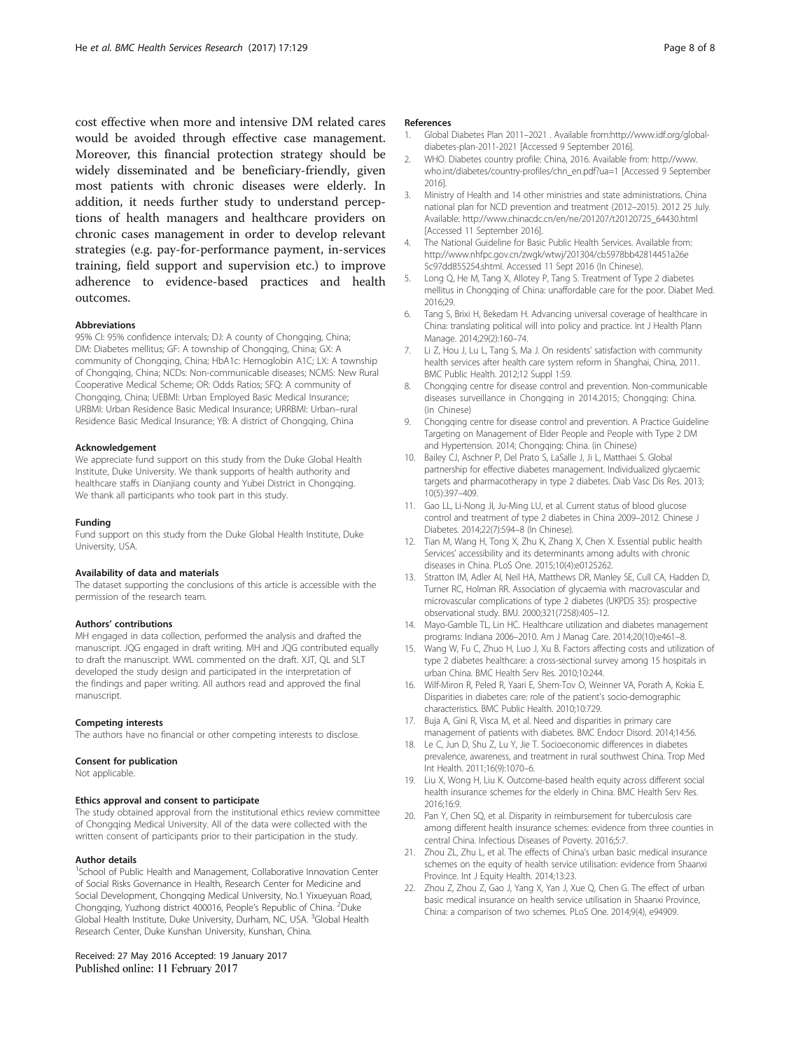cost effective when more and intensive DM related cares would be avoided through effective case management. Moreover, this financial protection strategy should be widely disseminated and be beneficiary-friendly, given most patients with chronic diseases were elderly. In addition, it needs further study to understand perceptions of health managers and healthcare providers on chronic cases management in order to develop relevant strategies (e.g. pay-for-performance payment, in-services training, field support and supervision etc.) to improve adherence to evidence-based practices and health outcomes.

#### Abbreviations

95% CI: 95% confidence intervals; DJ: A county of Chongqing, China; DM: Diabetes mellitus; GF: A township of Chongqing, China; GX: A community of Chongqing, China; HbA1c: Hemoglobin A1C; LX: A township of Chongqing, China; NCDs: Non-communicable diseases; NCMS: New Rural Cooperative Medical Scheme; OR: Odds Ratios; SFQ: A community of Chongqing, China; UEBMI: Urban Employed Basic Medical Insurance; URBMI: Urban Residence Basic Medical Insurance; URRBMI: Urban–rural Residence Basic Medical Insurance; YB: A district of Chongqing, China

#### Acknowledgement

We appreciate fund support on this study from the Duke Global Health Institute, Duke University. We thank supports of health authority and healthcare staffs in Dianjiang county and Yubei District in Chongqing. We thank all participants who took part in this study.

#### Funding

Fund support on this study from the Duke Global Health Institute, Duke University, USA.

#### Availability of data and materials

The dataset supporting the conclusions of this article is accessible with the permission of the research team.

#### Authors' contributions

MH engaged in data collection, performed the analysis and drafted the manuscript. JQG engaged in draft writing. MH and JQG contributed equally to draft the manuscript. WWL commented on the draft. XJT, QL and SLT developed the study design and participated in the interpretation of the findings and paper writing. All authors read and approved the final manuscript.

#### Competing interests

The authors have no financial or other competing interests to disclose.

#### Consent for publication

Not applicable.

#### Ethics approval and consent to participate

The study obtained approval from the institutional ethics review committee of Chongqing Medical University. All of the data were collected with the written consent of participants prior to their participation in the study.

#### Author details

[1]School of Public Health and Management, Collaborative Innovation Center of Social Risks Governance in Health, Research Center for Medicine and Social Development, Chongqing Medical University, No.1 Yixueyuan Road, Chongqing, Yuzhong district 400016, People's Republic of China. [2]Duke Global Health Institute, Duke University, Durham, NC, USA. [3]Global Health Research Center, Duke Kunshan University, Kunshan, China.

Received: 27 May 2016 Accepted: 19 January 2017
Published online: 11 February 2017

#### References

1. Global Diabetes Plan 2011–2021 . Available from:http://www.idf.org/global-diabetes-plan-2011-2021 [Accessed 9 September 2016].
2. WHO. Diabetes country profile: China, 2016. Available from: http://www.who.int/diabetes/country-profiles/chn_en.pdf?ua=1 [Accessed 9 September 2016].
3. Ministry of Health and 14 other ministries and state administrations. China national plan for NCD prevention and treatment (2012–2015). 2012 25 July. Available: http://www.chinacdc.cn/en/ne/201207/t20120725_64430.html [Accessed 11 September 2016].
4. The National Guideline for Basic Public Health Services. Available from: http://www.nhfpc.gov.cn/zwgk/wtwj/201304/cb5978bb42814451a26e5c97dd855254.shtml. Accessed 11 Sept 2016 (In Chinese).
5. Long Q, He M, Tang X, Allotey P, Tang S. Treatment of Type 2 diabetes mellitus in Chongqing of China: unaffordable care for the poor. Diabet Med. 2016;29.
6. Tang S, Brixi H, Bekedam H. Advancing universal coverage of healthcare in China: translating political will into policy and practice. Int J Health Plann Manage. 2014;29(2):160–74.
7. Li Z, Hou J, Lu L, Tang S, Ma J. On residents' satisfaction with community health services after health care system reform in Shanghai, China, 2011. BMC Public Health. 2012;12 Suppl 1:S9.
8. Chongqing centre for disease control and prevention. Non-communicable diseases surveillance in Chongqing in 2014.2015; Chongqing: China. (in Chinese)
9. Chongqing centre for disease control and prevention. A Practice Guideline Targeting on Management of Elder People and People with Type 2 DM and Hypertension. 2014; Chongqing: China. (in Chinese)
10. Bailey CJ, Aschner P, Del Prato S, LaSalle J, Ji L, Matthaei S. Global partnership for effective diabetes management. Individualized glycaemic targets and pharmacotherapy in type 2 diabetes. Diab Vasc Dis Res. 2013; 10(5):397–409.
11. Gao LL, Li-Nong JI, Ju-Ming LU, et al. Current status of blood glucose control and treatment of type 2 diabetes in China 2009–2012. Chinese J Diabetes. 2014;22(7):594–8 (In Chinese).
12. Tian M, Wang H, Tong X, Zhu K, Zhang X, Chen X. Essential public health Services' accessibility and its determinants among adults with chronic diseases in China. PLoS One. 2015;10(4):e0125262.
13. Stratton IM, Adler AI, Neil HA, Matthews DR, Manley SE, Cull CA, Hadden D, Turner RC, Holman RR. Association of glycaemia with macrovascular and microvascular complications of type 2 diabetes (UKPDS 35): prospective observational study. BMJ. 2000;321(7258):405–12.
14. Mayo-Gamble TL, Lin HC. Healthcare utilization and diabetes management programs: Indiana 2006–2010. Am J Manag Care. 2014;20(10):e461–8.
15. Wang W, Fu C, Zhuo H, Luo J, Xu B. Factors affecting costs and utilization of type 2 diabetes healthcare: a cross-sectional survey among 15 hospitals in urban China. BMC Health Serv Res. 2010;10:244.
16. Wilf-Miron R, Peled R, Yaari E, Shem-Tov O, Weinner VA, Porath A, Kokia E. Disparities in diabetes care: role of the patient's socio-demographic characteristics. BMC Public Health. 2010;10:729.
17. Buja A, Gini R, Visca M, et al. Need and disparities in primary care management of patients with diabetes. BMC Endocr Disord. 2014;14:56.
18. Le C, Jun D, Shu Z, Lu Y, Jie T. Socioeconomic differences in diabetes prevalence, awareness, and treatment in rural southwest China. Trop Med Int Health. 2011;16(9):1070–6.
19. Liu X, Wong H, Liu K. Outcome-based health equity across different social health insurance schemes for the elderly in China. BMC Health Serv Res. 2016;16:9.
20. Pan Y, Chen SQ, et al. Disparity in reimbursement for tuberculosis care among different health insurance schemes: evidence from three counties in central China. Infectious Diseases of Poverty. 2016;5:7.
21. Zhou ZL, Zhu L, et al. The effects of China's urban basic medical insurance schemes on the equity of health service utilisation: evidence from Shaanxi Province. Int J Equity Health. 2014;13:23.
22. Zhou Z, Zhou Z, Gao J, Yang X, Yan J, Xue Q, Chen G. The effect of urban basic medical insurance on health service utilisation in Shaanxi Province, China: a comparison of two schemes. PLoS One. 2014;9(4), e94909.